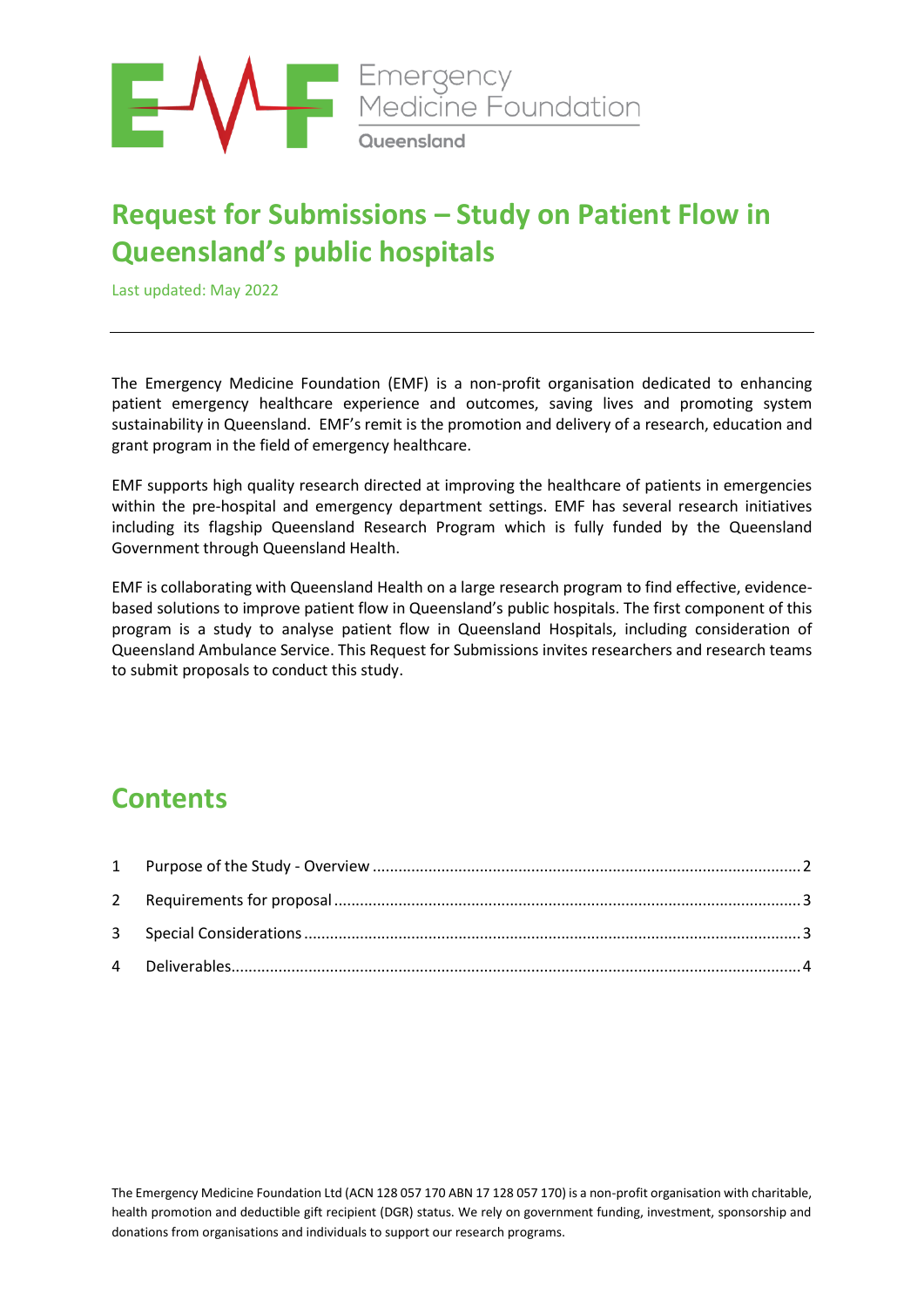Emergency Medicine Foundation
Queensland

# Request for Submissions – Study on Patient Flow in Queensland's public hospitals

Last updated: May 2022

---

The Emergency Medicine Foundation (EMF) is a non-profit organisation dedicated to enhancing patient emergency healthcare experience and outcomes, saving lives and promoting system sustainability in Queensland. EMF's remit is the promotion and delivery of a research, education and grant program in the field of emergency healthcare.

EMF supports high quality research directed at improving the healthcare of patients in emergencies within the pre-hospital and emergency department settings. EMF has several research initiatives including its flagship Queensland Research Program which is fully funded by the Queensland Government through Queensland Health.

EMF is collaborating with Queensland Health on a large research program to find effective, evidence-based solutions to improve patient flow in Queensland's public hospitals. The first component of this program is a study to analyse patient flow in Queensland Hospitals, including consideration of Queensland Ambulance Service. This Request for Submissions invites researchers and research teams to submit proposals to conduct this study.

## Contents

1 Purpose of the Study - Overview ........ 2
2 Requirements for proposal ........ 3
3 Special Considerations ........ 3
4 Deliverables ........ 4

The Emergency Medicine Foundation Ltd (ACN 128 057 170 ABN 17 128 057 170) is a non-profit organisation with charitable, health promotion and deductible gift recipient (DGR) status. We rely on government funding, investment, sponsorship and donations from organisations and individuals to support our research programs.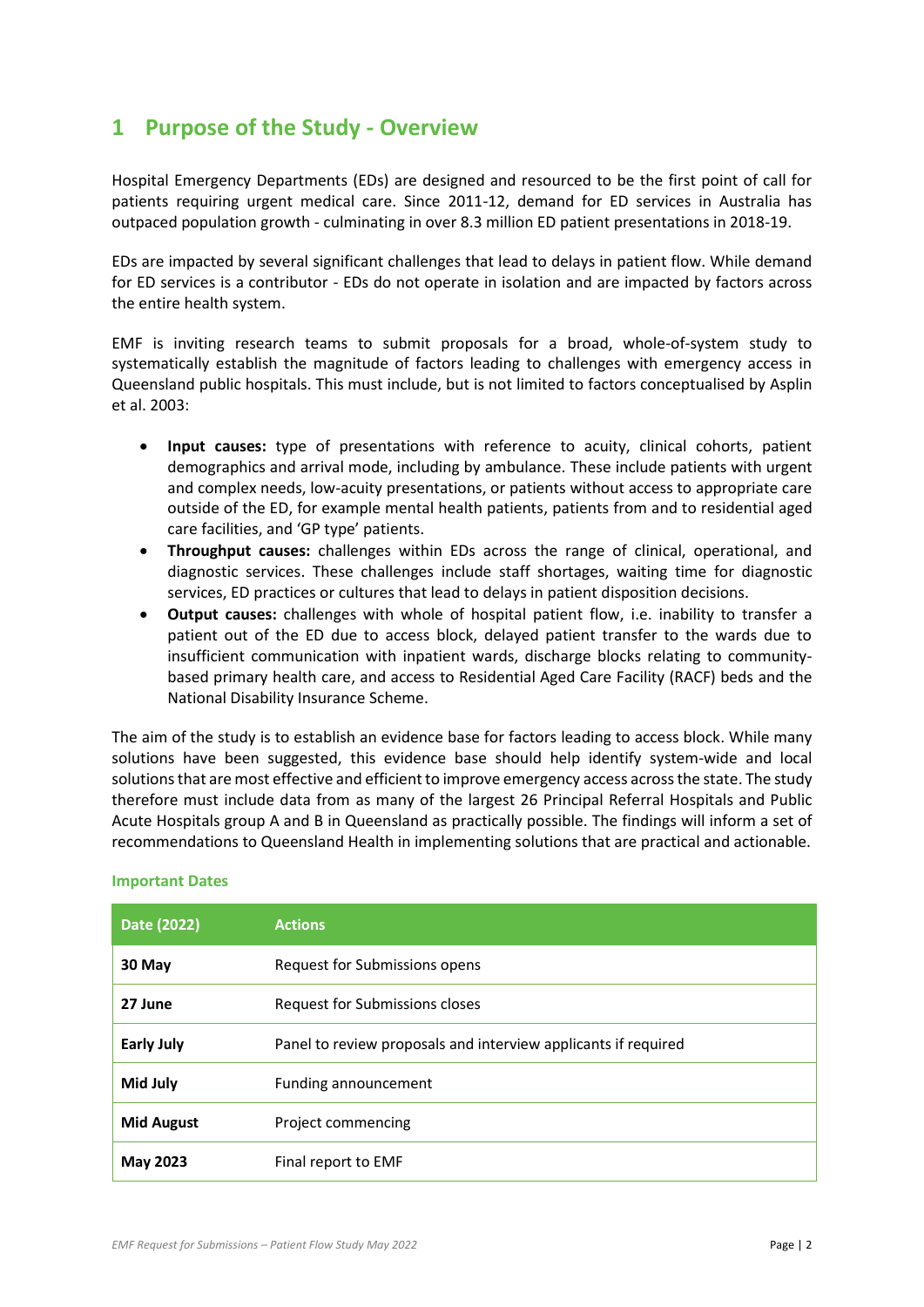# 1 Purpose of the Study - Overview

Hospital Emergency Departments (EDs) are designed and resourced to be the first point of call for patients requiring urgent medical care. Since 2011-12, demand for ED services in Australia has outpaced population growth - culminating in over 8.3 million ED patient presentations in 2018-19.

EDs are impacted by several significant challenges that lead to delays in patient flow. While demand for ED services is a contributor - EDs do not operate in isolation and are impacted by factors across the entire health system.

EMF is inviting research teams to submit proposals for a broad, whole-of-system study to systematically establish the magnitude of factors leading to challenges with emergency access in Queensland public hospitals. This must include, but is not limited to factors conceptualised by Asplin et al. 2003:

- **Input causes:** type of presentations with reference to acuity, clinical cohorts, patient demographics and arrival mode, including by ambulance. These include patients with urgent and complex needs, low-acuity presentations, or patients without access to appropriate care outside of the ED, for example mental health patients, patients from and to residential aged care facilities, and 'GP type' patients.
- **Throughput causes:** challenges within EDs across the range of clinical, operational, and diagnostic services. These challenges include staff shortages, waiting time for diagnostic services, ED practices or cultures that lead to delays in patient disposition decisions.
- **Output causes:** challenges with whole of hospital patient flow, i.e. inability to transfer a patient out of the ED due to access block, delayed patient transfer to the wards due to insufficient communication with inpatient wards, discharge blocks relating to community-based primary health care, and access to Residential Aged Care Facility (RACF) beds and the National Disability Insurance Scheme.

The aim of the study is to establish an evidence base for factors leading to access block. While many solutions have been suggested, this evidence base should help identify system-wide and local solutions that are most effective and efficient to improve emergency access across the state. The study therefore must include data from as many of the largest 26 Principal Referral Hospitals and Public Acute Hospitals group A and B in Queensland as practically possible. The findings will inform a set of recommendations to Queensland Health in implementing solutions that are practical and actionable.

### Important Dates

| Date (2022) | Actions |
|---|---|
| **30 May** | Request for Submissions opens |
| **27 June** | Request for Submissions closes |
| **Early July** | Panel to review proposals and interview applicants if required |
| **Mid July** | Funding announcement |
| **Mid August** | Project commencing |
| **May 2023** | Final report to EMF |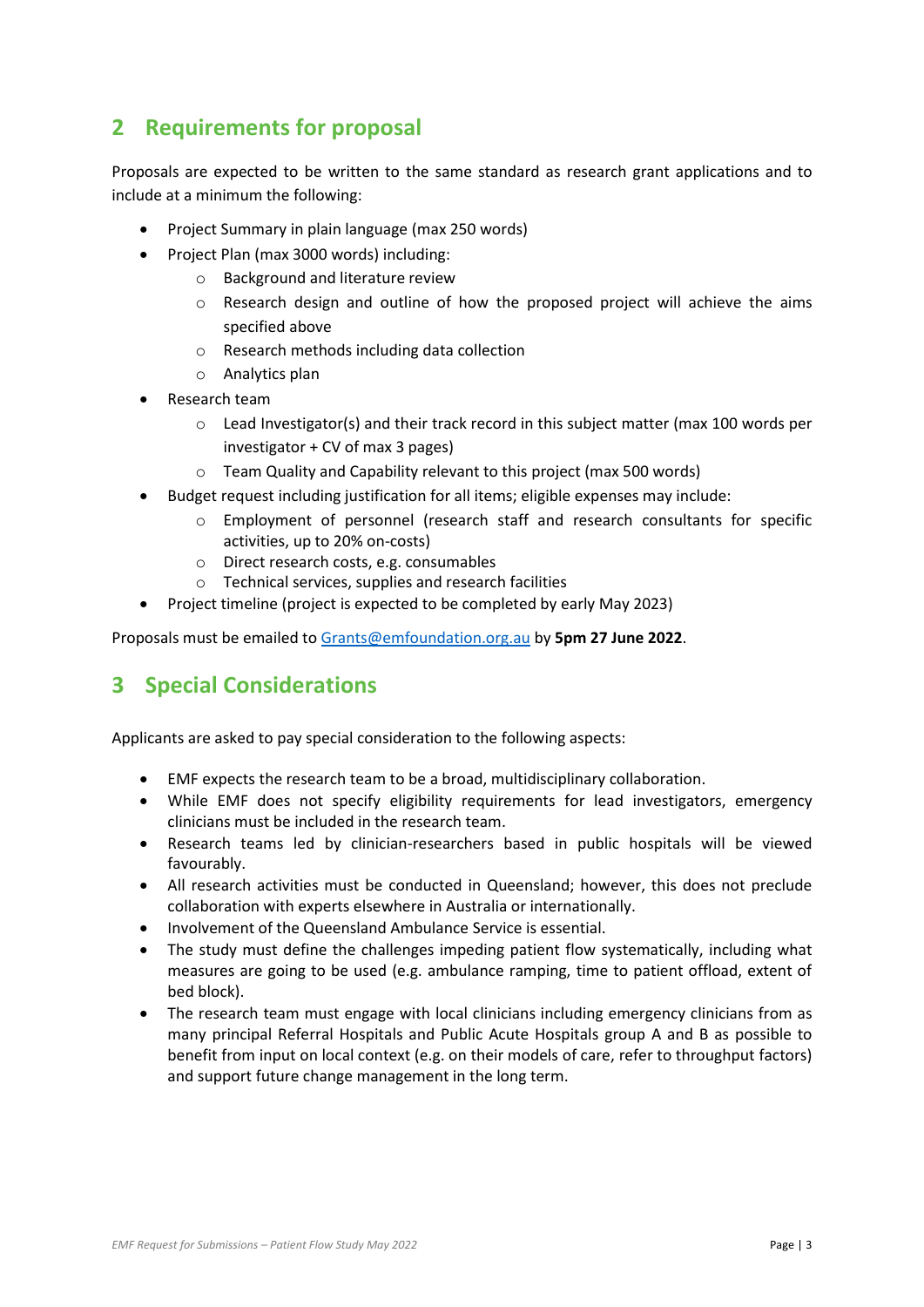## 2 Requirements for proposal

Proposals are expected to be written to the same standard as research grant applications and to include at a minimum the following:

- Project Summary in plain language (max 250 words)
- Project Plan (max 3000 words) including:
  - Background and literature review
  - Research design and outline of how the proposed project will achieve the aims specified above
  - Research methods including data collection
  - Analytics plan
- Research team
  - Lead Investigator(s) and their track record in this subject matter (max 100 words per investigator + CV of max 3 pages)
  - Team Quality and Capability relevant to this project (max 500 words)
- Budget request including justification for all items; eligible expenses may include:
  - Employment of personnel (research staff and research consultants for specific activities, up to 20% on-costs)
  - Direct research costs, e.g. consumables
  - Technical services, supplies and research facilities
- Project timeline (project is expected to be completed by early May 2023)

Proposals must be emailed to Grants@emfoundation.org.au by **5pm 27 June 2022**.

## 3 Special Considerations

Applicants are asked to pay special consideration to the following aspects:

- EMF expects the research team to be a broad, multidisciplinary collaboration.
- While EMF does not specify eligibility requirements for lead investigators, emergency clinicians must be included in the research team.
- Research teams led by clinician-researchers based in public hospitals will be viewed favourably.
- All research activities must be conducted in Queensland; however, this does not preclude collaboration with experts elsewhere in Australia or internationally.
- Involvement of the Queensland Ambulance Service is essential.
- The study must define the challenges impeding patient flow systematically, including what measures are going to be used (e.g. ambulance ramping, time to patient offload, extent of bed block).
- The research team must engage with local clinicians including emergency clinicians from as many principal Referral Hospitals and Public Acute Hospitals group A and B as possible to benefit from input on local context (e.g. on their models of care, refer to throughput factors) and support future change management in the long term.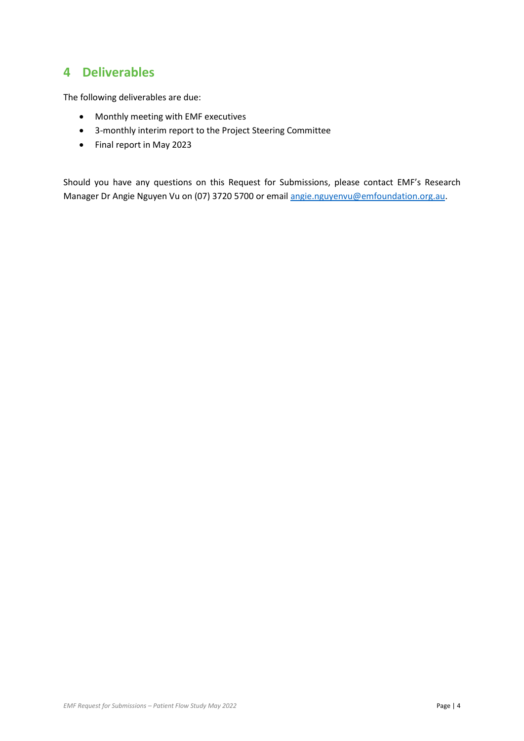## 4 Deliverables

The following deliverables are due:

- Monthly meeting with EMF executives
- 3-monthly interim report to the Project Steering Committee
- Final report in May 2023

Should you have any questions on this Request for Submissions, please contact EMF's Research Manager Dr Angie Nguyen Vu on (07) 3720 5700 or email angie.nguyenvu@emfoundation.org.au.